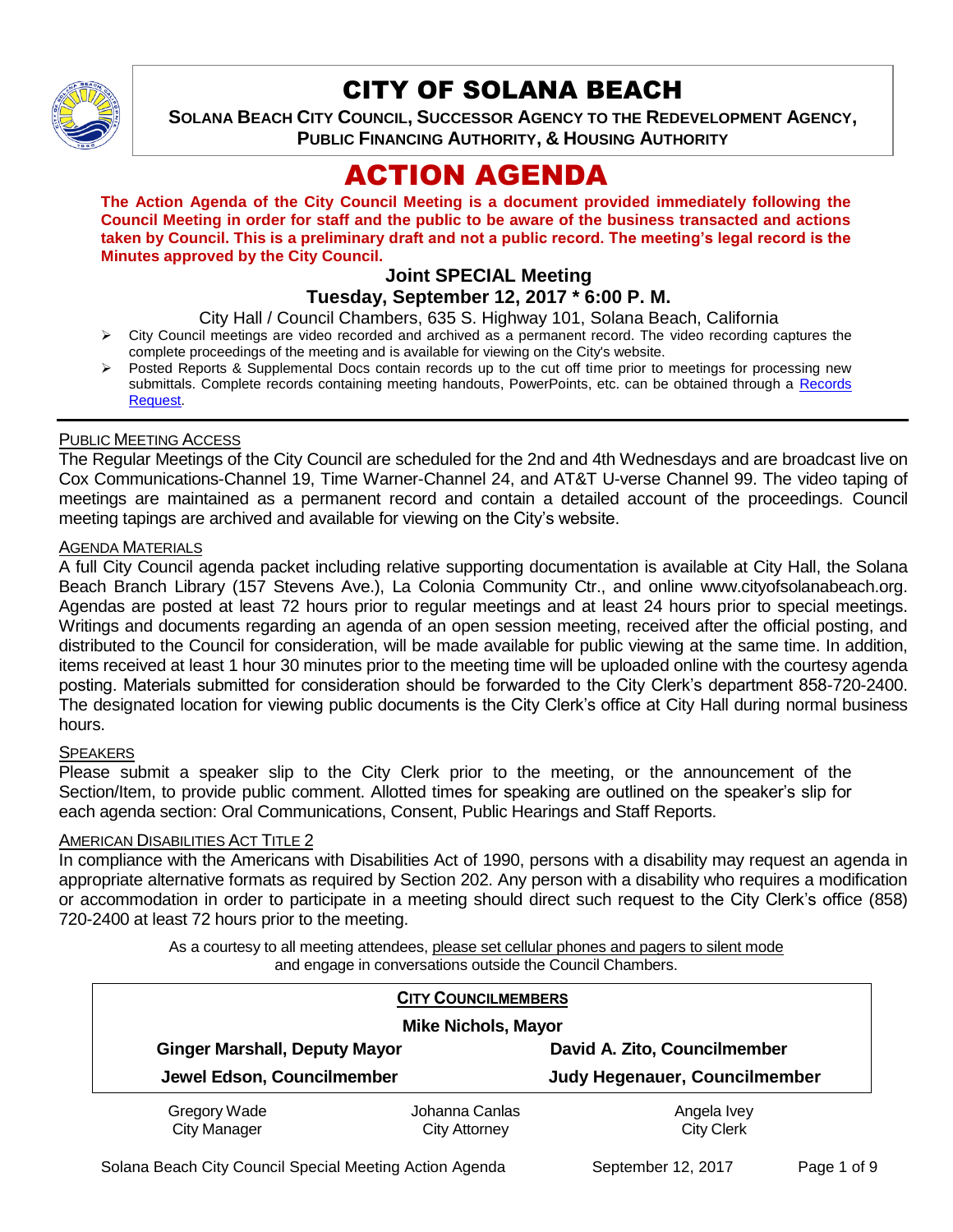# CITY OF SOLANA BEACH

**SOLANA BEACH CITY COUNCIL, SUCCESSOR AGENCY TO THE REDEVELOPMENT AGENCY, PUBLIC FINANCING AUTHORITY, & HOUSING AUTHORITY**

# ACTION AGENDA

**The Action Agenda of the City Council Meeting is a document provided immediately following the Council Meeting in order for staff and the public to be aware of the business transacted and actions taken by Council. This is a preliminary draft and not a public record. The meeting's legal record is the Minutes approved by the City Council.**

## Joint SPECIAL Meeting

## Tuesday, September 12, 2017 * 6:00 P. M.

City Hall / Council Chambers, 635 S. Highway 101, Solana Beach, California

- City Council meetings are video recorded and archived as a permanent record. The video recording captures the complete proceedings of the meeting and is available for viewing on the City's website.
- Posted Reports & Supplemental Docs contain records up to the cut off time prior to meetings for processing new submittals. Complete records containing meeting handouts, PowerPoints, etc. can be obtained through a Records Request.

PUBLIC MEETING ACCESS

The Regular Meetings of the City Council are scheduled for the 2nd and 4th Wednesdays and are broadcast live on Cox Communications-Channel 19, Time Warner-Channel 24, and AT&T U-verse Channel 99. The video taping of meetings are maintained as a permanent record and contain a detailed account of the proceedings. Council meeting tapings are archived and available for viewing on the City's website.

AGENDA MATERIALS

A full City Council agenda packet including relative supporting documentation is available at City Hall, the Solana Beach Branch Library (157 Stevens Ave.), La Colonia Community Ctr., and online www.cityofsolanabeach.org. Agendas are posted at least 72 hours prior to regular meetings and at least 24 hours prior to special meetings. Writings and documents regarding an agenda of an open session meeting, received after the official posting, and distributed to the Council for consideration, will be made available for public viewing at the same time. In addition, items received at least 1 hour 30 minutes prior to the meeting time will be uploaded online with the courtesy agenda posting. Materials submitted for consideration should be forwarded to the City Clerk's department 858-720-2400. The designated location for viewing public documents is the City Clerk's office at City Hall during normal business hours.

SPEAKERS

Please submit a speaker slip to the City Clerk prior to the meeting, or the announcement of the Section/Item, to provide public comment. Allotted times for speaking are outlined on the speaker's slip for each agenda section: Oral Communications, Consent, Public Hearings and Staff Reports.

AMERICAN DISABILITIES ACT TITLE 2

In compliance with the Americans with Disabilities Act of 1990, persons with a disability may request an agenda in appropriate alternative formats as required by Section 202. Any person with a disability who requires a modification or accommodation in order to participate in a meeting should direct such request to the City Clerk's office (858) 720-2400 at least 72 hours prior to the meeting.

As a courtesy to all meeting attendees, please set cellular phones and pagers to silent mode and engage in conversations outside the Council Chambers.

**CITY COUNCILMEMBERS**

**Mike Nichols, Mayor**

| | |
|---|---|
| **Ginger Marshall, Deputy Mayor** | **David A. Zito, Councilmember** |
| **Jewel Edson, Councilmember** | **Judy Hegenauer, Councilmember** |

| | | |
|---|---|---|
| Gregory Wade<br>City Manager | Johanna Canlas<br>City Attorney | Angela Ivey<br>City Clerk |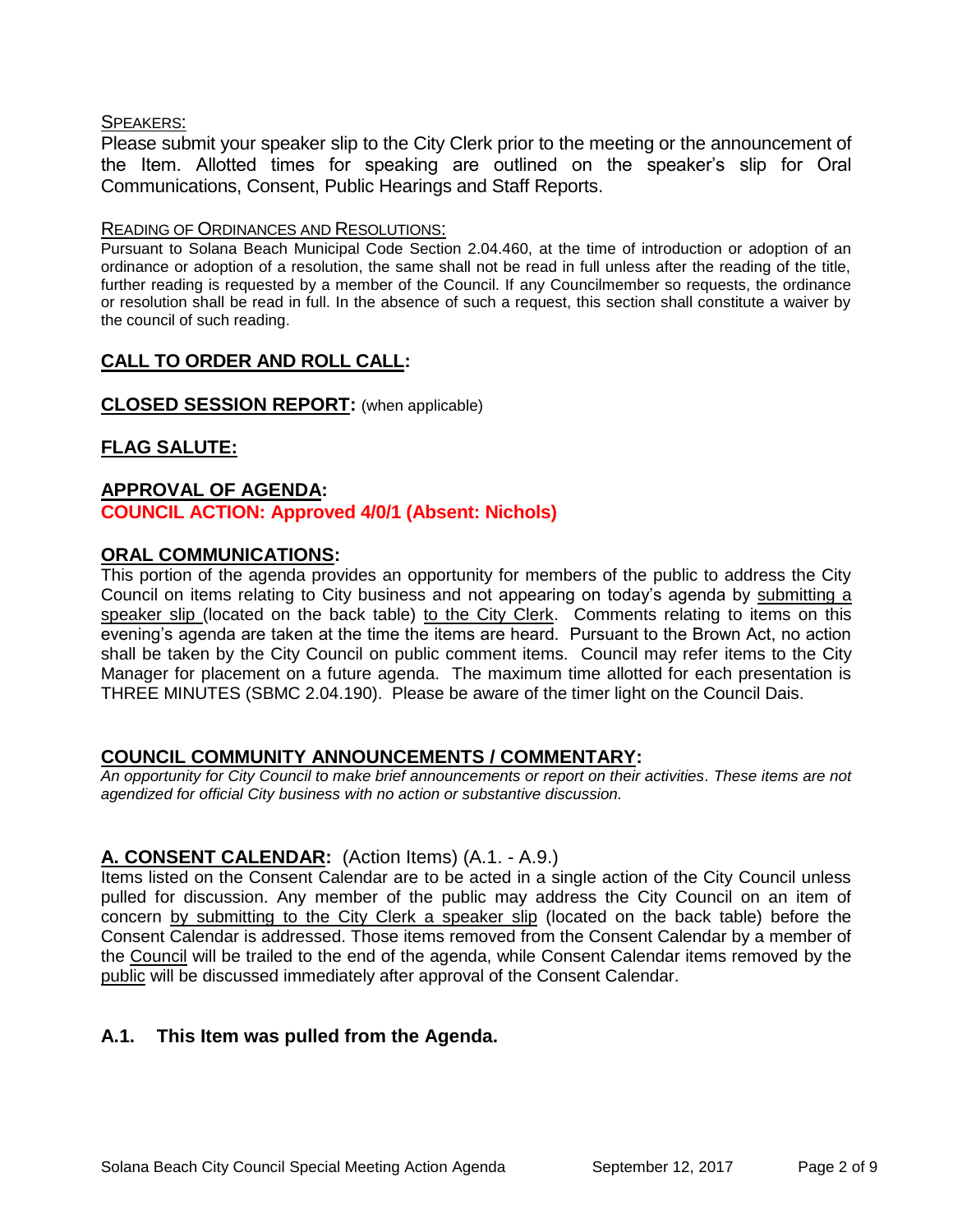SPEAKERS:

Please submit your speaker slip to the City Clerk prior to the meeting or the announcement of the Item. Allotted times for speaking are outlined on the speaker's slip for Oral Communications, Consent, Public Hearings and Staff Reports.

READING OF ORDINANCES AND RESOLUTIONS:

Pursuant to Solana Beach Municipal Code Section 2.04.460, at the time of introduction or adoption of an ordinance or adoption of a resolution, the same shall not be read in full unless after the reading of the title, further reading is requested by a member of the Council. If any Councilmember so requests, the ordinance or resolution shall be read in full. In the absence of such a request, this section shall constitute a waiver by the council of such reading.

## CALL TO ORDER AND ROLL CALL:

## CLOSED SESSION REPORT: (when applicable)

## FLAG SALUTE:

## APPROVAL OF AGENDA:

**COUNCIL ACTION: Approved 4/0/1 (Absent: Nichols)**

## ORAL COMMUNICATIONS:

This portion of the agenda provides an opportunity for members of the public to address the City Council on items relating to City business and not appearing on today's agenda by submitting a speaker slip (located on the back table) to the City Clerk. Comments relating to items on this evening's agenda are taken at the time the items are heard. Pursuant to the Brown Act, no action shall be taken by the City Council on public comment items. Council may refer items to the City Manager for placement on a future agenda. The maximum time allotted for each presentation is THREE MINUTES (SBMC 2.04.190). Please be aware of the timer light on the Council Dais.

## COUNCIL COMMUNITY ANNOUNCEMENTS / COMMENTARY:

*An opportunity for City Council to make brief announcements or report on their activities. These items are not agendized for official City business with no action or substantive discussion.*

## A. CONSENT CALENDAR: (Action Items) (A.1. - A.9.)

Items listed on the Consent Calendar are to be acted in a single action of the City Council unless pulled for discussion. Any member of the public may address the City Council on an item of concern by submitting to the City Clerk a speaker slip (located on the back table) before the Consent Calendar is addressed. Those items removed from the Consent Calendar by a member of the Council will be trailed to the end of the agenda, while Consent Calendar items removed by the public will be discussed immediately after approval of the Consent Calendar.

### A.1. This Item was pulled from the Agenda.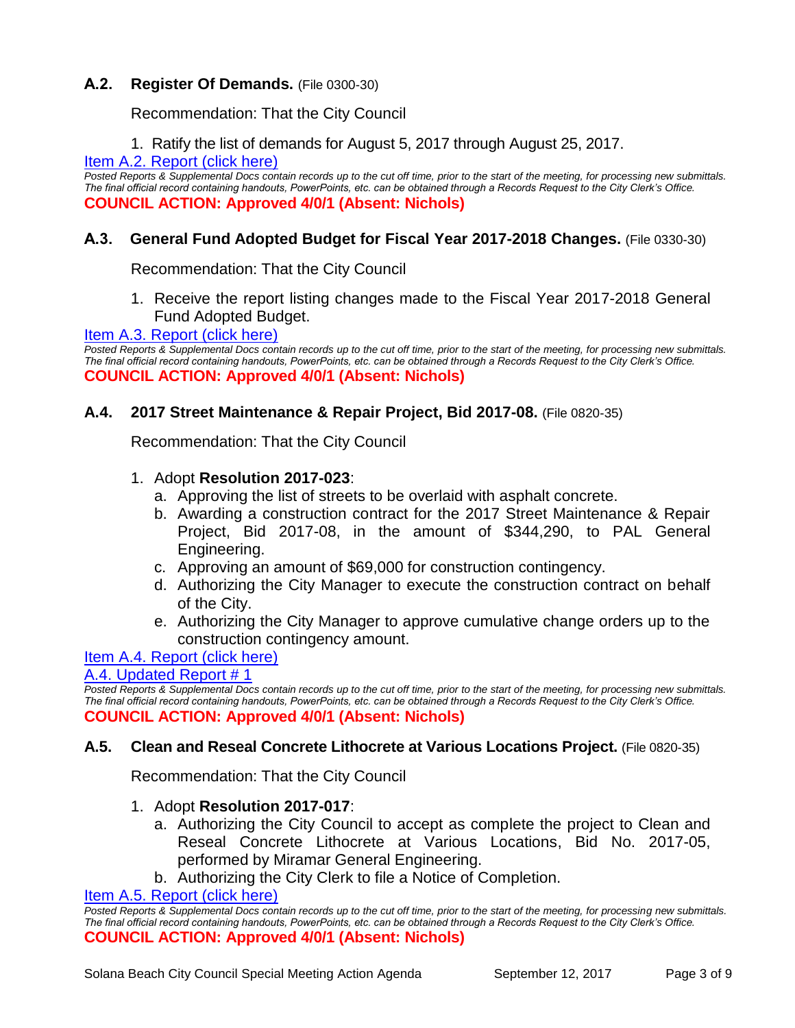### A.2. Register Of Demands. (File 0300-30)

Recommendation: That the City Council

1. Ratify the list of demands for August 5, 2017 through August 25, 2017.

[Item A.2. Report (click here)](#)

*Posted Reports & Supplemental Docs contain records up to the cut off time, prior to the start of the meeting, for processing new submittals. The final official record containing handouts, PowerPoints, etc. can be obtained through a Records Request to the City Clerk's Office.*

**COUNCIL ACTION: Approved 4/0/1 (Absent: Nichols)**

### A.3. General Fund Adopted Budget for Fiscal Year 2017-2018 Changes. (File 0330-30)

Recommendation: That the City Council

1. Receive the report listing changes made to the Fiscal Year 2017-2018 General Fund Adopted Budget.

[Item A.3. Report (click here)](#)

*Posted Reports & Supplemental Docs contain records up to the cut off time, prior to the start of the meeting, for processing new submittals. The final official record containing handouts, PowerPoints, etc. can be obtained through a Records Request to the City Clerk's Office.*

**COUNCIL ACTION: Approved 4/0/1 (Absent: Nichols)**

### A.4. 2017 Street Maintenance & Repair Project, Bid 2017-08. (File 0820-35)

Recommendation: That the City Council

1. Adopt **Resolution 2017-023**:
   a. Approving the list of streets to be overlaid with asphalt concrete.
   b. Awarding a construction contract for the 2017 Street Maintenance & Repair Project, Bid 2017-08, in the amount of $344,290, to PAL General Engineering.
   c. Approving an amount of $69,000 for construction contingency.
   d. Authorizing the City Manager to execute the construction contract on behalf of the City.
   e. Authorizing the City Manager to approve cumulative change orders up to the construction contingency amount.

[Item A.4. Report (click here)](#)

[A.4. Updated Report # 1](#)

*Posted Reports & Supplemental Docs contain records up to the cut off time, prior to the start of the meeting, for processing new submittals. The final official record containing handouts, PowerPoints, etc. can be obtained through a Records Request to the City Clerk's Office.*

**COUNCIL ACTION: Approved 4/0/1 (Absent: Nichols)**

### A.5. Clean and Reseal Concrete Lithocrete at Various Locations Project. (File 0820-35)

Recommendation: That the City Council

1. Adopt **Resolution 2017-017**:
   a. Authorizing the City Council to accept as complete the project to Clean and Reseal Concrete Lithocrete at Various Locations, Bid No. 2017-05, performed by Miramar General Engineering.
   b. Authorizing the City Clerk to file a Notice of Completion.

[Item A.5. Report (click here)](#)

*Posted Reports & Supplemental Docs contain records up to the cut off time, prior to the start of the meeting, for processing new submittals. The final official record containing handouts, PowerPoints, etc. can be obtained through a Records Request to the City Clerk's Office.*

**COUNCIL ACTION: Approved 4/0/1 (Absent: Nichols)**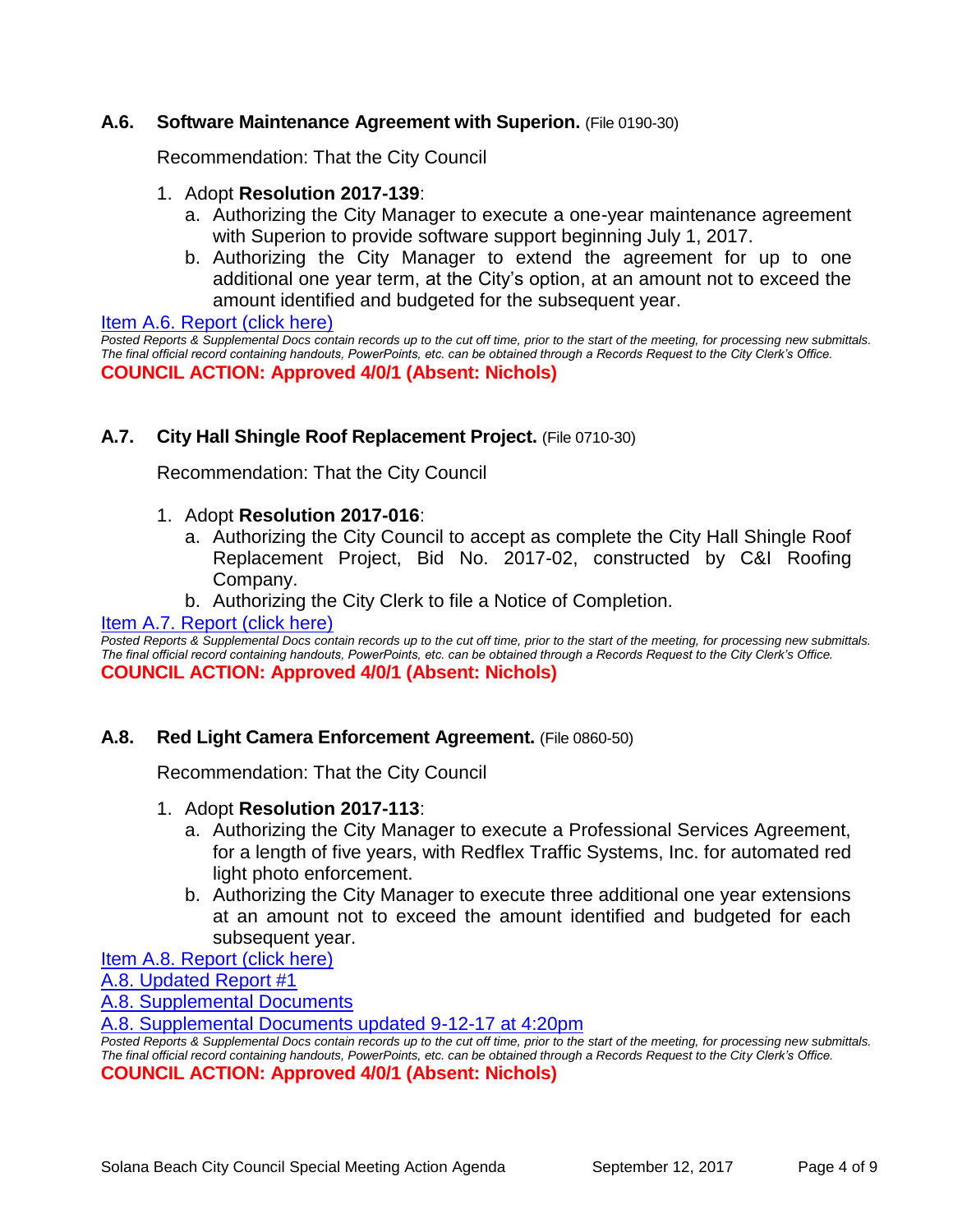### A.6. Software Maintenance Agreement with Superion. (File 0190-30)

Recommendation: That the City Council

1. Adopt **Resolution 2017-139**:
   a. Authorizing the City Manager to execute a one-year maintenance agreement with Superion to provide software support beginning July 1, 2017.
   b. Authorizing the City Manager to extend the agreement for up to one additional one year term, at the City's option, at an amount not to exceed the amount identified and budgeted for the subsequent year.

Item A.6. Report (click here)

*Posted Reports & Supplemental Docs contain records up to the cut off time, prior to the start of the meeting, for processing new submittals. The final official record containing handouts, PowerPoints, etc. can be obtained through a Records Request to the City Clerk's Office.*

**COUNCIL ACTION: Approved 4/0/1 (Absent: Nichols)**

### A.7. City Hall Shingle Roof Replacement Project. (File 0710-30)

Recommendation: That the City Council

1. Adopt **Resolution 2017-016**:
   a. Authorizing the City Council to accept as complete the City Hall Shingle Roof Replacement Project, Bid No. 2017-02, constructed by C&I Roofing Company.
   b. Authorizing the City Clerk to file a Notice of Completion.

Item A.7. Report (click here)

*Posted Reports & Supplemental Docs contain records up to the cut off time, prior to the start of the meeting, for processing new submittals. The final official record containing handouts, PowerPoints, etc. can be obtained through a Records Request to the City Clerk's Office.*

**COUNCIL ACTION: Approved 4/0/1 (Absent: Nichols)**

### A.8. Red Light Camera Enforcement Agreement. (File 0860-50)

Recommendation: That the City Council

1. Adopt **Resolution 2017-113**:
   a. Authorizing the City Manager to execute a Professional Services Agreement, for a length of five years, with Redflex Traffic Systems, Inc. for automated red light photo enforcement.
   b. Authorizing the City Manager to execute three additional one year extensions at an amount not to exceed the amount identified and budgeted for each subsequent year.

Item A.8. Report (click here)
A.8. Updated Report #1
A.8. Supplemental Documents
A.8. Supplemental Documents updated 9-12-17 at 4:20pm

*Posted Reports & Supplemental Docs contain records up to the cut off time, prior to the start of the meeting, for processing new submittals. The final official record containing handouts, PowerPoints, etc. can be obtained through a Records Request to the City Clerk's Office.*

**COUNCIL ACTION: Approved 4/0/1 (Absent: Nichols)**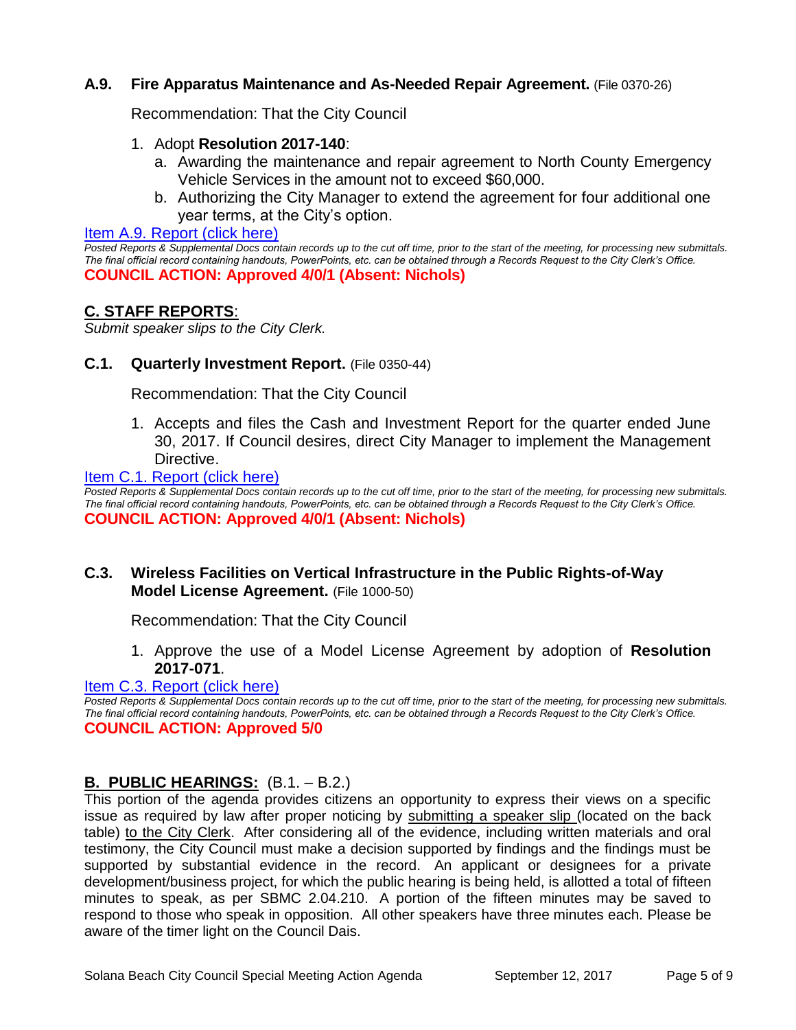### A.9. Fire Apparatus Maintenance and As-Needed Repair Agreement. (File 0370-26)

Recommendation: That the City Council

1. Adopt **Resolution 2017-140**:
   a. Awarding the maintenance and repair agreement to North County Emergency Vehicle Services in the amount not to exceed $60,000.
   b. Authorizing the City Manager to extend the agreement for four additional one year terms, at the City's option.

[Item A.9. Report (click here)]

*Posted Reports & Supplemental Docs contain records up to the cut off time, prior to the start of the meeting, for processing new submittals. The final official record containing handouts, PowerPoints, etc. can be obtained through a Records Request to the City Clerk's Office.*

**COUNCIL ACTION: Approved 4/0/1 (Absent: Nichols)**

## C. STAFF REPORTS:

*Submit speaker slips to the City Clerk.*

### C.1. Quarterly Investment Report. (File 0350-44)

Recommendation: That the City Council

1. Accepts and files the Cash and Investment Report for the quarter ended June 30, 2017. If Council desires, direct City Manager to implement the Management Directive.

[Item C.1. Report (click here)]

*Posted Reports & Supplemental Docs contain records up to the cut off time, prior to the start of the meeting, for processing new submittals. The final official record containing handouts, PowerPoints, etc. can be obtained through a Records Request to the City Clerk's Office.*

**COUNCIL ACTION: Approved 4/0/1 (Absent: Nichols)**

### C.3. Wireless Facilities on Vertical Infrastructure in the Public Rights-of-Way Model License Agreement. (File 1000-50)

Recommendation: That the City Council

1. Approve the use of a Model License Agreement by adoption of **Resolution 2017-071**.

[Item C.3. Report (click here)]

*Posted Reports & Supplemental Docs contain records up to the cut off time, prior to the start of the meeting, for processing new submittals. The final official record containing handouts, PowerPoints, etc. can be obtained through a Records Request to the City Clerk's Office.*

**COUNCIL ACTION: Approved 5/0**

## B. PUBLIC HEARINGS: (B.1. – B.2.)

This portion of the agenda provides citizens an opportunity to express their views on a specific issue as required by law after proper noticing by submitting a speaker slip (located on the back table) to the City Clerk. After considering all of the evidence, including written materials and oral testimony, the City Council must make a decision supported by findings and the findings must be supported by substantial evidence in the record. An applicant or designees for a private development/business project, for which the public hearing is being held, is allotted a total of fifteen minutes to speak, as per SBMC 2.04.210. A portion of the fifteen minutes may be saved to respond to those who speak in opposition. All other speakers have three minutes each. Please be aware of the timer light on the Council Dais.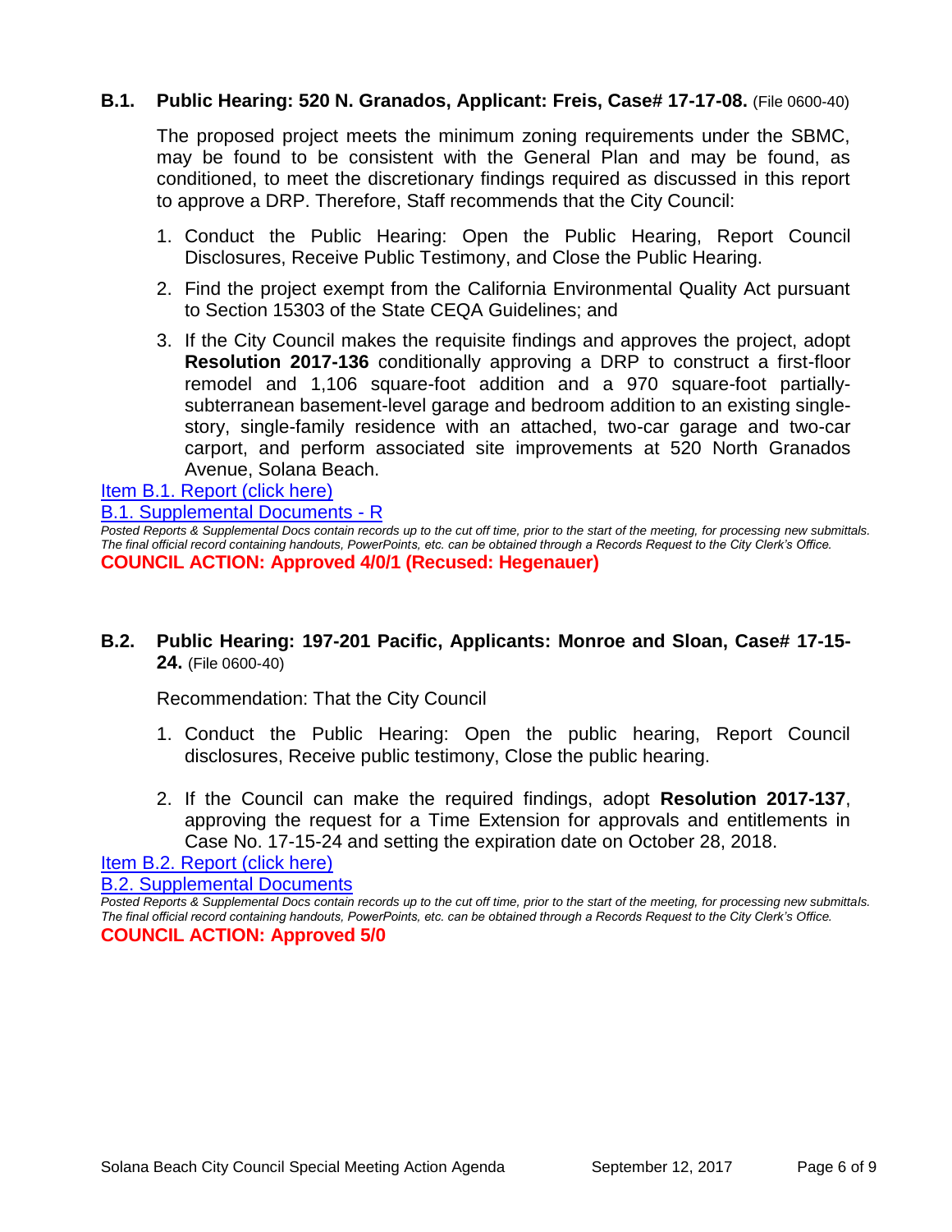### B.1. Public Hearing: 520 N. Granados, Applicant: Freis, Case# 17-17-08. (File 0600-40)

The proposed project meets the minimum zoning requirements under the SBMC, may be found to be consistent with the General Plan and may be found, as conditioned, to meet the discretionary findings required as discussed in this report to approve a DRP. Therefore, Staff recommends that the City Council:

1. Conduct the Public Hearing: Open the Public Hearing, Report Council Disclosures, Receive Public Testimony, and Close the Public Hearing.
2. Find the project exempt from the California Environmental Quality Act pursuant to Section 15303 of the State CEQA Guidelines; and
3. If the City Council makes the requisite findings and approves the project, adopt **Resolution 2017-136** conditionally approving a DRP to construct a first-floor remodel and 1,106 square-foot addition and a 970 square-foot partially-subterranean basement-level garage and bedroom addition to an existing single-story, single-family residence with an attached, two-car garage and two-car carport, and perform associated site improvements at 520 North Granados Avenue, Solana Beach.

Item B.1. Report (click here)

B.1. Supplemental Documents - R

*Posted Reports & Supplemental Docs contain records up to the cut off time, prior to the start of the meeting, for processing new submittals. The final official record containing handouts, PowerPoints, etc. can be obtained through a Records Request to the City Clerk's Office.*

**COUNCIL ACTION: Approved 4/0/1 (Recused: Hegenauer)**

### B.2. Public Hearing: 197-201 Pacific, Applicants: Monroe and Sloan, Case# 17-15-24. (File 0600-40)

Recommendation: That the City Council

1. Conduct the Public Hearing: Open the public hearing, Report Council disclosures, Receive public testimony, Close the public hearing.
2. If the Council can make the required findings, adopt **Resolution 2017-137**, approving the request for a Time Extension for approvals and entitlements in Case No. 17-15-24 and setting the expiration date on October 28, 2018.

Item B.2. Report (click here)

B.2. Supplemental Documents

*Posted Reports & Supplemental Docs contain records up to the cut off time, prior to the start of the meeting, for processing new submittals. The final official record containing handouts, PowerPoints, etc. can be obtained through a Records Request to the City Clerk's Office.*

**COUNCIL ACTION: Approved 5/0**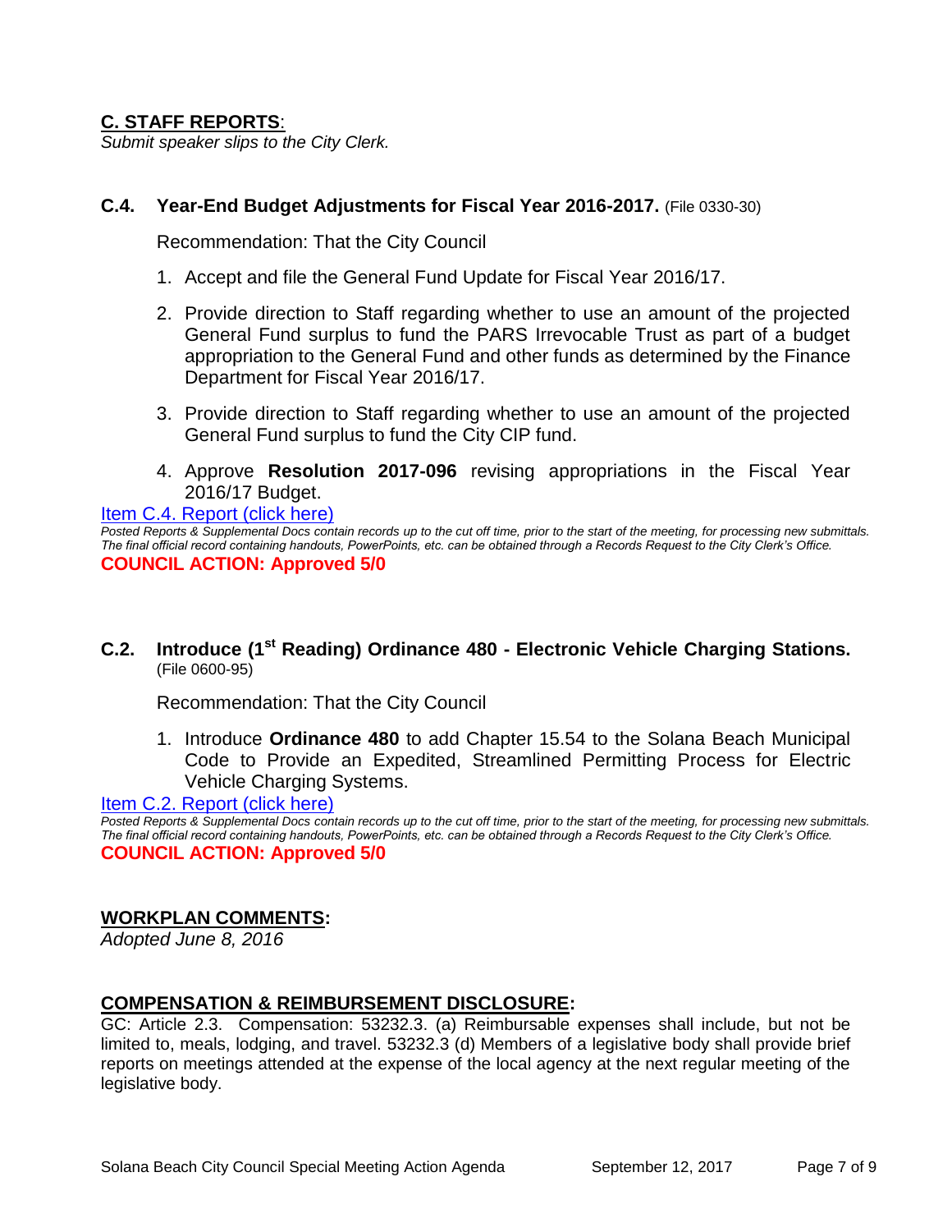## C. STAFF REPORTS:

*Submit speaker slips to the City Clerk.*

### C.4. Year-End Budget Adjustments for Fiscal Year 2016-2017. (File 0330-30)

Recommendation: That the City Council

1. Accept and file the General Fund Update for Fiscal Year 2016/17.
2. Provide direction to Staff regarding whether to use an amount of the projected General Fund surplus to fund the PARS Irrevocable Trust as part of a budget appropriation to the General Fund and other funds as determined by the Finance Department for Fiscal Year 2016/17.
3. Provide direction to Staff regarding whether to use an amount of the projected General Fund surplus to fund the City CIP fund.
4. Approve **Resolution 2017-096** revising appropriations in the Fiscal Year 2016/17 Budget.

Item C.4. Report (click here)

*Posted Reports & Supplemental Docs contain records up to the cut off time, prior to the start of the meeting, for processing new submittals. The final official record containing handouts, PowerPoints, etc. can be obtained through a Records Request to the City Clerk's Office.*

**COUNCIL ACTION: Approved 5/0**

### C.2. Introduce (1st Reading) Ordinance 480 - Electronic Vehicle Charging Stations. (File 0600-95)

Recommendation: That the City Council

1. Introduce **Ordinance 480** to add Chapter 15.54 to the Solana Beach Municipal Code to Provide an Expedited, Streamlined Permitting Process for Electric Vehicle Charging Systems.

Item C.2. Report (click here)

*Posted Reports & Supplemental Docs contain records up to the cut off time, prior to the start of the meeting, for processing new submittals. The final official record containing handouts, PowerPoints, etc. can be obtained through a Records Request to the City Clerk's Office.*

**COUNCIL ACTION: Approved 5/0**

## WORKPLAN COMMENTS:

*Adopted June 8, 2016*

## COMPENSATION & REIMBURSEMENT DISCLOSURE:

GC: Article 2.3. Compensation: 53232.3. (a) Reimbursable expenses shall include, but not be limited to, meals, lodging, and travel. 53232.3 (d) Members of a legislative body shall provide brief reports on meetings attended at the expense of the local agency at the next regular meeting of the legislative body.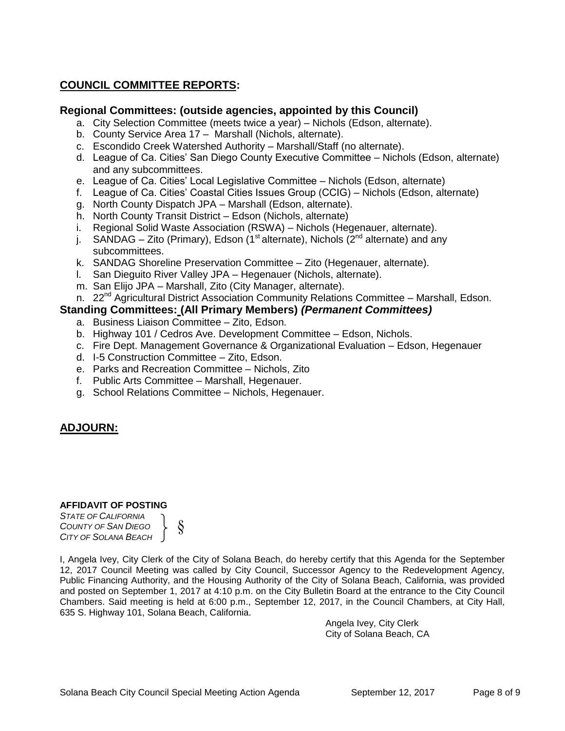## COUNCIL COMMITTEE REPORTS:

### Regional Committees: (outside agencies, appointed by this Council)

a. City Selection Committee (meets twice a year) – Nichols (Edson, alternate).
b. County Service Area 17 – Marshall (Nichols, alternate).
c. Escondido Creek Watershed Authority – Marshall/Staff (no alternate).
d. League of Ca. Cities' San Diego County Executive Committee – Nichols (Edson, alternate) and any subcommittees.
e. League of Ca. Cities' Local Legislative Committee – Nichols (Edson, alternate)
f. League of Ca. Cities' Coastal Cities Issues Group (CCIG) – Nichols (Edson, alternate)
g. North County Dispatch JPA – Marshall (Edson, alternate).
h. North County Transit District – Edson (Nichols, alternate)
i. Regional Solid Waste Association (RSWA) – Nichols (Hegenauer, alternate).
j. SANDAG – Zito (Primary), Edson (1st alternate), Nichols (2nd alternate) and any subcommittees.
k. SANDAG Shoreline Preservation Committee – Zito (Hegenauer, alternate).
l. San Dieguito River Valley JPA – Hegenauer (Nichols, alternate).
m. San Elijo JPA – Marshall, Zito (City Manager, alternate).
n. 22nd Agricultural District Association Community Relations Committee – Marshall, Edson.

### Standing Committees: (All Primary Members) *(Permanent Committees)*

a. Business Liaison Committee – Zito, Edson.
b. Highway 101 / Cedros Ave. Development Committee – Edson, Nichols.
c. Fire Dept. Management Governance & Organizational Evaluation – Edson, Hegenauer
d. I-5 Construction Committee – Zito, Edson.
e. Parks and Recreation Committee – Nichols, Zito
f. Public Arts Committee – Marshall, Hegenauer.
g. School Relations Committee – Nichols, Hegenauer.

## ADJOURN:

**AFFIDAVIT OF POSTING**

*STATE OF CALIFORNIA*
*COUNTY OF SAN DIEGO* §
*CITY OF SOLANA BEACH*

I, Angela Ivey, City Clerk of the City of Solana Beach, do hereby certify that this Agenda for the September 12, 2017 Council Meeting was called by City Council, Successor Agency to the Redevelopment Agency, Public Financing Authority, and the Housing Authority of the City of Solana Beach, California, was provided and posted on September 1, 2017 at 4:10 p.m. on the City Bulletin Board at the entrance to the City Council Chambers. Said meeting is held at 6:00 p.m., September 12, 2017, in the Council Chambers, at City Hall, 635 S. Highway 101, Solana Beach, California.

Angela Ivey, City Clerk
City of Solana Beach, CA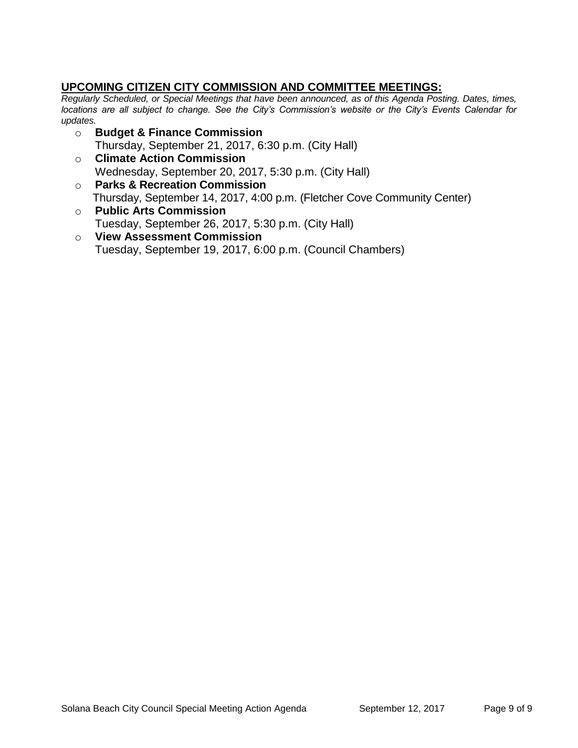## UPCOMING CITIZEN CITY COMMISSION AND COMMITTEE MEETINGS:

*Regularly Scheduled, or Special Meetings that have been announced, as of this Agenda Posting. Dates, times, locations are all subject to change. See the City's Commission's website or the City's Events Calendar for updates.*

- **Budget & Finance Commission**
  Thursday, September 21, 2017, 6:30 p.m. (City Hall)
- **Climate Action Commission**
  Wednesday, September 20, 2017, 5:30 p.m. (City Hall)
- **Parks & Recreation Commission**
  Thursday, September 14, 2017, 4:00 p.m. (Fletcher Cove Community Center)
- **Public Arts Commission**
  Tuesday, September 26, 2017, 5:30 p.m. (City Hall)
- **View Assessment Commission**
  Tuesday, September 19, 2017, 6:00 p.m. (Council Chambers)